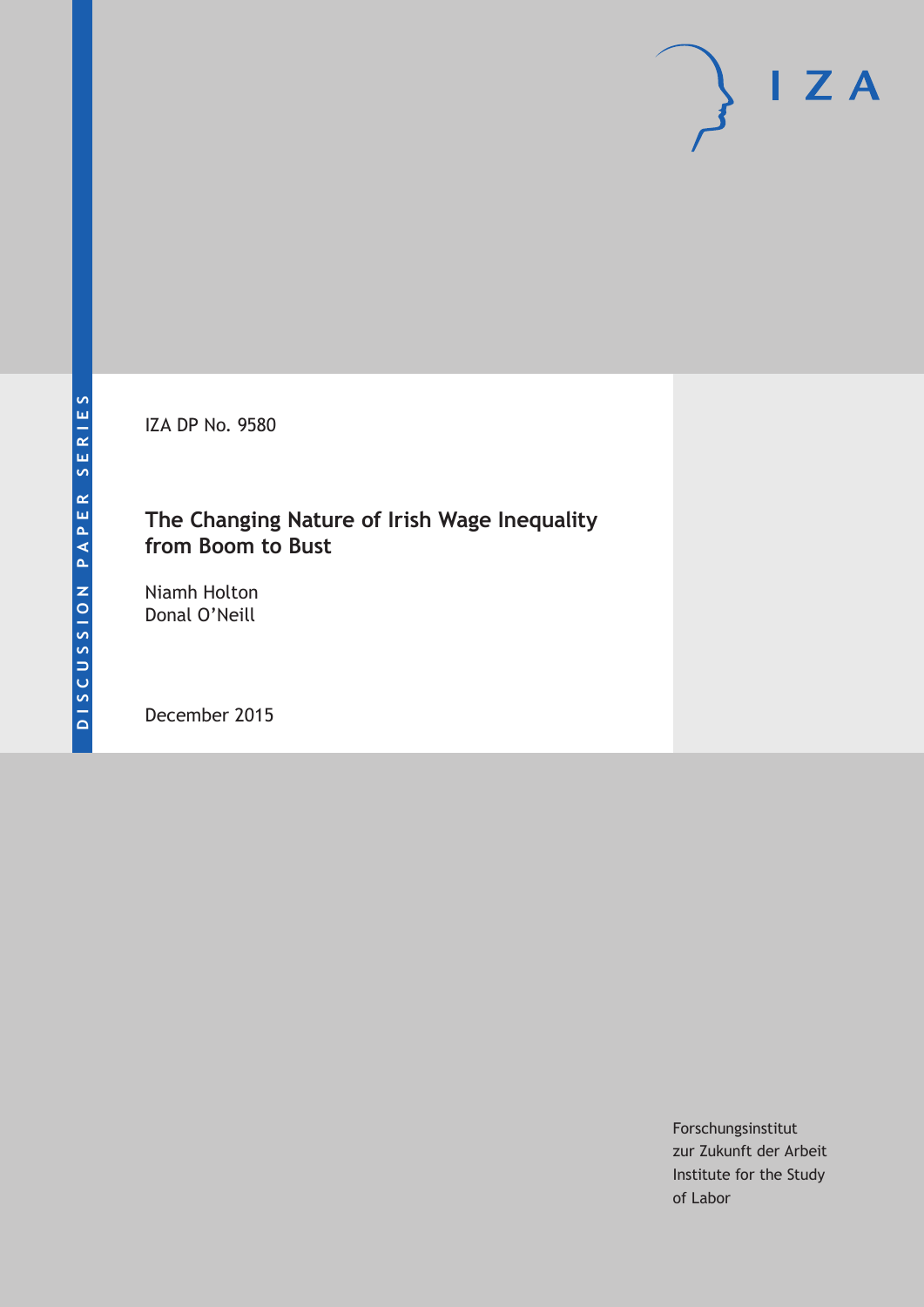DISCUSSION PAPER SERIES

IZA

IZA DP No. 9580

# The Changing Nature of Irish Wage Inequality from Boom to Bust

Niamh Holton
Donal O'Neill

December 2015

Forschungsinstitut
zur Zukunft der Arbeit
Institute for the Study
of Labor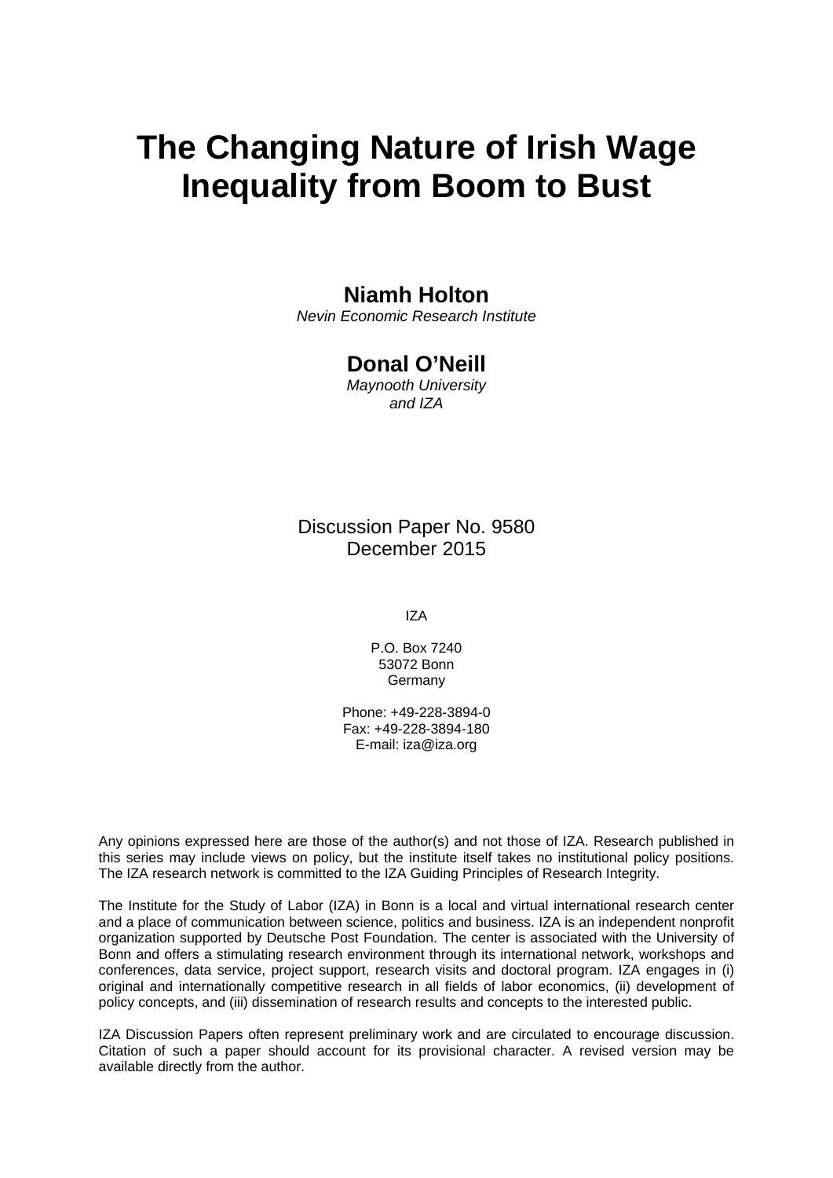# The Changing Nature of Irish Wage Inequality from Boom to Bust

**Niamh Holton**
*Nevin Economic Research Institute*

**Donal O'Neill**
*Maynooth University and IZA*

Discussion Paper No. 9580
December 2015

IZA

P.O. Box 7240
53072 Bonn
Germany

Phone: +49-228-3894-0
Fax: +49-228-3894-180
E-mail: iza@iza.org

Any opinions expressed here are those of the author(s) and not those of IZA. Research published in this series may include views on policy, but the institute itself takes no institutional policy positions. The IZA research network is committed to the IZA Guiding Principles of Research Integrity.

The Institute for the Study of Labor (IZA) in Bonn is a local and virtual international research center and a place of communication between science, politics and business. IZA is an independent nonprofit organization supported by Deutsche Post Foundation. The center is associated with the University of Bonn and offers a stimulating research environment through its international network, workshops and conferences, data service, project support, research visits and doctoral program. IZA engages in (i) original and internationally competitive research in all fields of labor economics, (ii) development of policy concepts, and (iii) dissemination of research results and concepts to the interested public.

IZA Discussion Papers often represent preliminary work and are circulated to encourage discussion. Citation of such a paper should account for its provisional character. A revised version may be available directly from the author.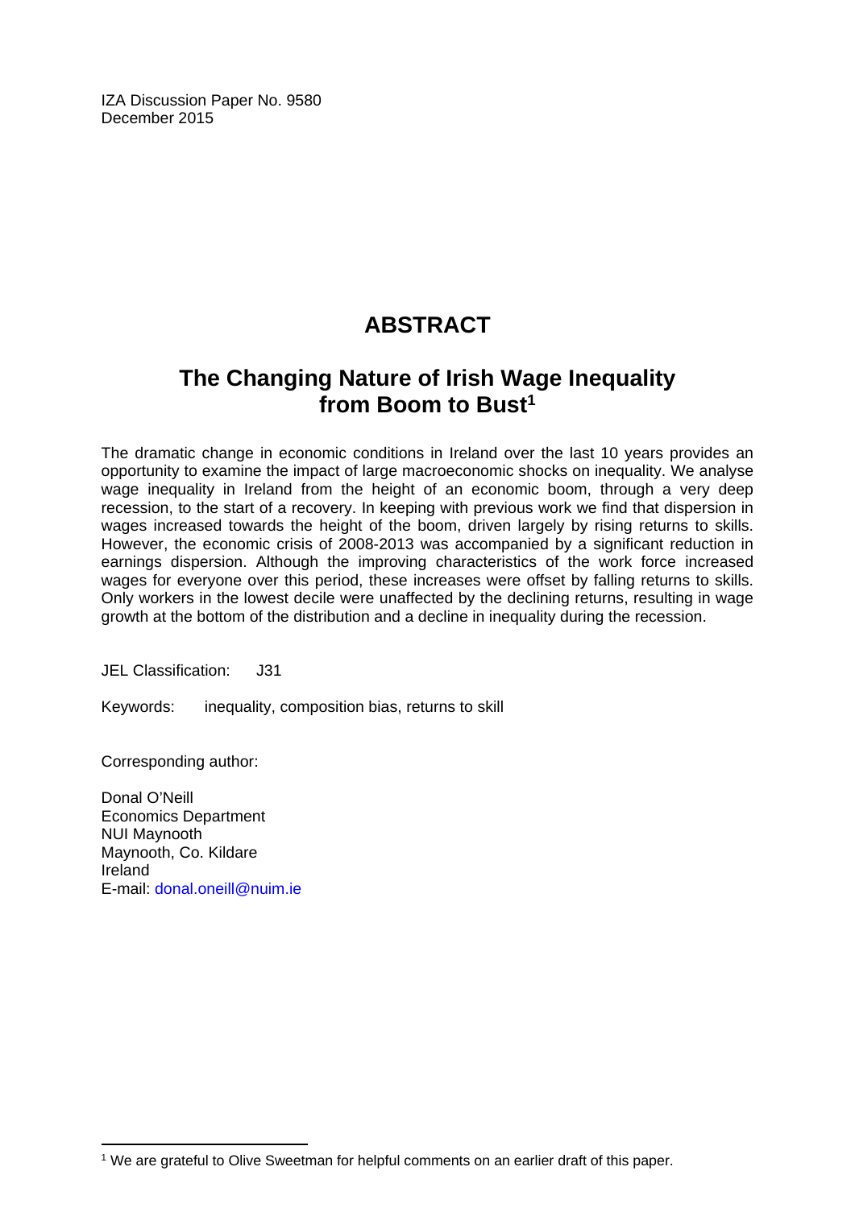IZA Discussion Paper No. 9580
December 2015

# ABSTRACT

## The Changing Nature of Irish Wage Inequality from Boom to Bust[1]

The dramatic change in economic conditions in Ireland over the last 10 years provides an opportunity to examine the impact of large macroeconomic shocks on inequality. We analyse wage inequality in Ireland from the height of an economic boom, through a very deep recession, to the start of a recovery. In keeping with previous work we find that dispersion in wages increased towards the height of the boom, driven largely by rising returns to skills. However, the economic crisis of 2008-2013 was accompanied by a significant reduction in earnings dispersion. Although the improving characteristics of the work force increased wages for everyone over this period, these increases were offset by falling returns to skills. Only workers in the lowest decile were unaffected by the declining returns, resulting in wage growth at the bottom of the distribution and a decline in inequality during the recession.

JEL Classification: J31

Keywords: inequality, composition bias, returns to skill

Corresponding author:

Donal O'Neill
Economics Department
NUI Maynooth
Maynooth, Co. Kildare
Ireland
E-mail: donal.oneill@nuim.ie

[1] We are grateful to Olive Sweetman for helpful comments on an earlier draft of this paper.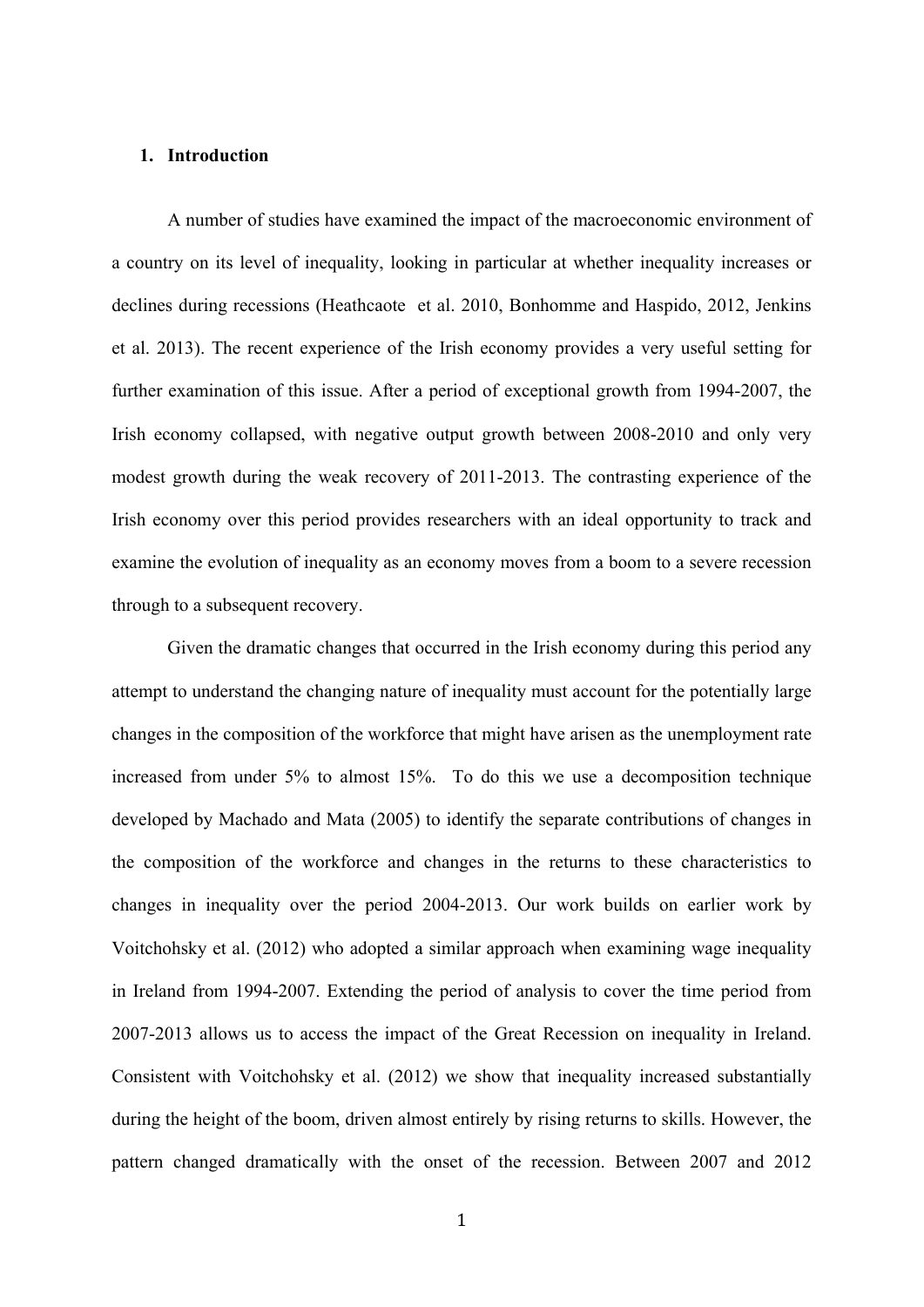## 1. Introduction

A number of studies have examined the impact of the macroeconomic environment of a country on its level of inequality, looking in particular at whether inequality increases or declines during recessions (Heathcaote et al. 2010, Bonhomme and Haspido, 2012, Jenkins et al. 2013). The recent experience of the Irish economy provides a very useful setting for further examination of this issue. After a period of exceptional growth from 1994-2007, the Irish economy collapsed, with negative output growth between 2008-2010 and only very modest growth during the weak recovery of 2011-2013. The contrasting experience of the Irish economy over this period provides researchers with an ideal opportunity to track and examine the evolution of inequality as an economy moves from a boom to a severe recession through to a subsequent recovery.

Given the dramatic changes that occurred in the Irish economy during this period any attempt to understand the changing nature of inequality must account for the potentially large changes in the composition of the workforce that might have arisen as the unemployment rate increased from under 5% to almost 15%. To do this we use a decomposition technique developed by Machado and Mata (2005) to identify the separate contributions of changes in the composition of the workforce and changes in the returns to these characteristics to changes in inequality over the period 2004-2013. Our work builds on earlier work by Voitchohsky et al. (2012) who adopted a similar approach when examining wage inequality in Ireland from 1994-2007. Extending the period of analysis to cover the time period from 2007-2013 allows us to access the impact of the Great Recession on inequality in Ireland. Consistent with Voitchohsky et al. (2012) we show that inequality increased substantially during the height of the boom, driven almost entirely by rising returns to skills. However, the pattern changed dramatically with the onset of the recession. Between 2007 and 2012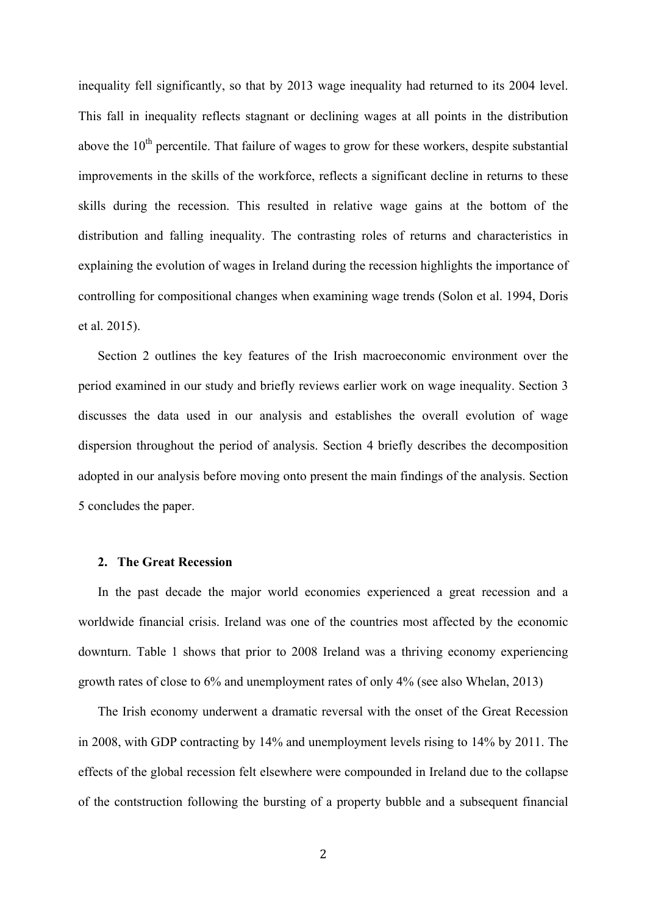inequality fell significantly, so that by 2013 wage inequality had returned to its 2004 level. This fall in inequality reflects stagnant or declining wages at all points in the distribution above the 10th percentile. That failure of wages to grow for these workers, despite substantial improvements in the skills of the workforce, reflects a significant decline in returns to these skills during the recession. This resulted in relative wage gains at the bottom of the distribution and falling inequality. The contrasting roles of returns and characteristics in explaining the evolution of wages in Ireland during the recession highlights the importance of controlling for compositional changes when examining wage trends (Solon et al. 1994, Doris et al. 2015).

Section 2 outlines the key features of the Irish macroeconomic environment over the period examined in our study and briefly reviews earlier work on wage inequality. Section 3 discusses the data used in our analysis and establishes the overall evolution of wage dispersion throughout the period of analysis. Section 4 briefly describes the decomposition adopted in our analysis before moving onto present the main findings of the analysis. Section 5 concludes the paper.

## 2. The Great Recession

In the past decade the major world economies experienced a great recession and a worldwide financial crisis. Ireland was one of the countries most affected by the economic downturn. Table 1 shows that prior to 2008 Ireland was a thriving economy experiencing growth rates of close to 6% and unemployment rates of only 4% (see also Whelan, 2013)

The Irish economy underwent a dramatic reversal with the onset of the Great Recession in 2008, with GDP contracting by 14% and unemployment levels rising to 14% by 2011. The effects of the global recession felt elsewhere were compounded in Ireland due to the collapse of the contstruction following the bursting of a property bubble and a subsequent financial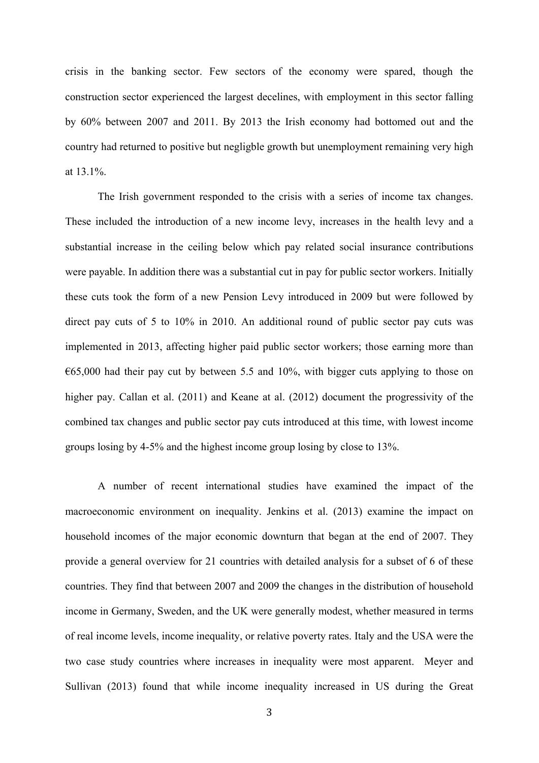crisis in the banking sector. Few sectors of the economy were spared, though the construction sector experienced the largest decelines, with employment in this sector falling by 60% between 2007 and 2011. By 2013 the Irish economy had bottomed out and the country had returned to positive but negligble growth but unemployment remaining very high at 13.1%.

The Irish government responded to the crisis with a series of income tax changes. These included the introduction of a new income levy, increases in the health levy and a substantial increase in the ceiling below which pay related social insurance contributions were payable. In addition there was a substantial cut in pay for public sector workers. Initially these cuts took the form of a new Pension Levy introduced in 2009 but were followed by direct pay cuts of 5 to 10% in 2010. An additional round of public sector pay cuts was implemented in 2013, affecting higher paid public sector workers; those earning more than €65,000 had their pay cut by between 5.5 and 10%, with bigger cuts applying to those on higher pay. Callan et al. (2011) and Keane at al. (2012) document the progressivity of the combined tax changes and public sector pay cuts introduced at this time, with lowest income groups losing by 4-5% and the highest income group losing by close to 13%.

A number of recent international studies have examined the impact of the macroeconomic environment on inequality. Jenkins et al. (2013) examine the impact on household incomes of the major economic downturn that began at the end of 2007. They provide a general overview for 21 countries with detailed analysis for a subset of 6 of these countries. They find that between 2007 and 2009 the changes in the distribution of household income in Germany, Sweden, and the UK were generally modest, whether measured in terms of real income levels, income inequality, or relative poverty rates. Italy and the USA were the two case study countries where increases in inequality were most apparent. Meyer and Sullivan (2013) found that while income inequality increased in US during the Great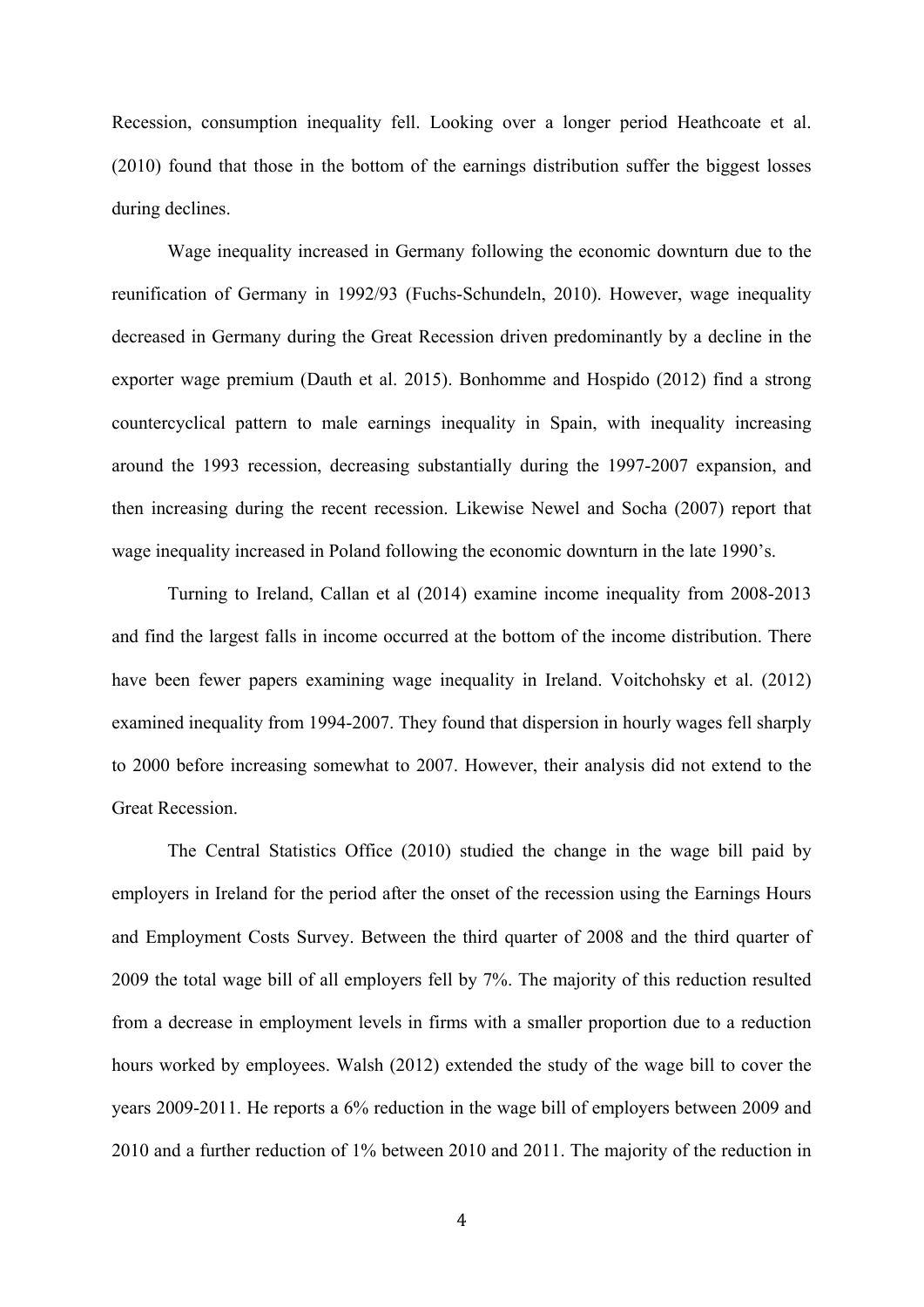Recession, consumption inequality fell. Looking over a longer period Heathcoate et al. (2010) found that those in the bottom of the earnings distribution suffer the biggest losses during declines.

Wage inequality increased in Germany following the economic downturn due to the reunification of Germany in 1992/93 (Fuchs-Schundeln, 2010). However, wage inequality decreased in Germany during the Great Recession driven predominantly by a decline in the exporter wage premium (Dauth et al. 2015). Bonhomme and Hospido (2012) find a strong countercyclical pattern to male earnings inequality in Spain, with inequality increasing around the 1993 recession, decreasing substantially during the 1997-2007 expansion, and then increasing during the recent recession. Likewise Newel and Socha (2007) report that wage inequality increased in Poland following the economic downturn in the late 1990's.

Turning to Ireland, Callan et al (2014) examine income inequality from 2008-2013 and find the largest falls in income occurred at the bottom of the income distribution. There have been fewer papers examining wage inequality in Ireland. Voitchohsky et al. (2012) examined inequality from 1994-2007. They found that dispersion in hourly wages fell sharply to 2000 before increasing somewhat to 2007. However, their analysis did not extend to the Great Recession.

The Central Statistics Office (2010) studied the change in the wage bill paid by employers in Ireland for the period after the onset of the recession using the Earnings Hours and Employment Costs Survey. Between the third quarter of 2008 and the third quarter of 2009 the total wage bill of all employers fell by 7%. The majority of this reduction resulted from a decrease in employment levels in firms with a smaller proportion due to a reduction hours worked by employees. Walsh (2012) extended the study of the wage bill to cover the years 2009-2011. He reports a 6% reduction in the wage bill of employers between 2009 and 2010 and a further reduction of 1% between 2010 and 2011. The majority of the reduction in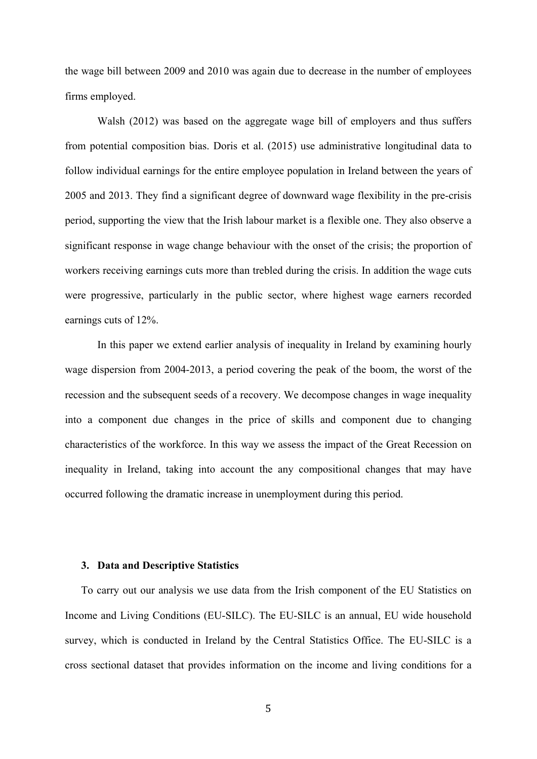the wage bill between 2009 and 2010 was again due to decrease in the number of employees firms employed.

Walsh (2012) was based on the aggregate wage bill of employers and thus suffers from potential composition bias. Doris et al. (2015) use administrative longitudinal data to follow individual earnings for the entire employee population in Ireland between the years of 2005 and 2013. They find a significant degree of downward wage flexibility in the pre-crisis period, supporting the view that the Irish labour market is a flexible one. They also observe a significant response in wage change behaviour with the onset of the crisis; the proportion of workers receiving earnings cuts more than trebled during the crisis. In addition the wage cuts were progressive, particularly in the public sector, where highest wage earners recorded earnings cuts of 12%.

In this paper we extend earlier analysis of inequality in Ireland by examining hourly wage dispersion from 2004-2013, a period covering the peak of the boom, the worst of the recession and the subsequent seeds of a recovery. We decompose changes in wage inequality into a component due changes in the price of skills and component due to changing characteristics of the workforce. In this way we assess the impact of the Great Recession on inequality in Ireland, taking into account the any compositional changes that may have occurred following the dramatic increase in unemployment during this period.

## 3. Data and Descriptive Statistics

To carry out our analysis we use data from the Irish component of the EU Statistics on Income and Living Conditions (EU-SILC). The EU-SILC is an annual, EU wide household survey, which is conducted in Ireland by the Central Statistics Office. The EU-SILC is a cross sectional dataset that provides information on the income and living conditions for a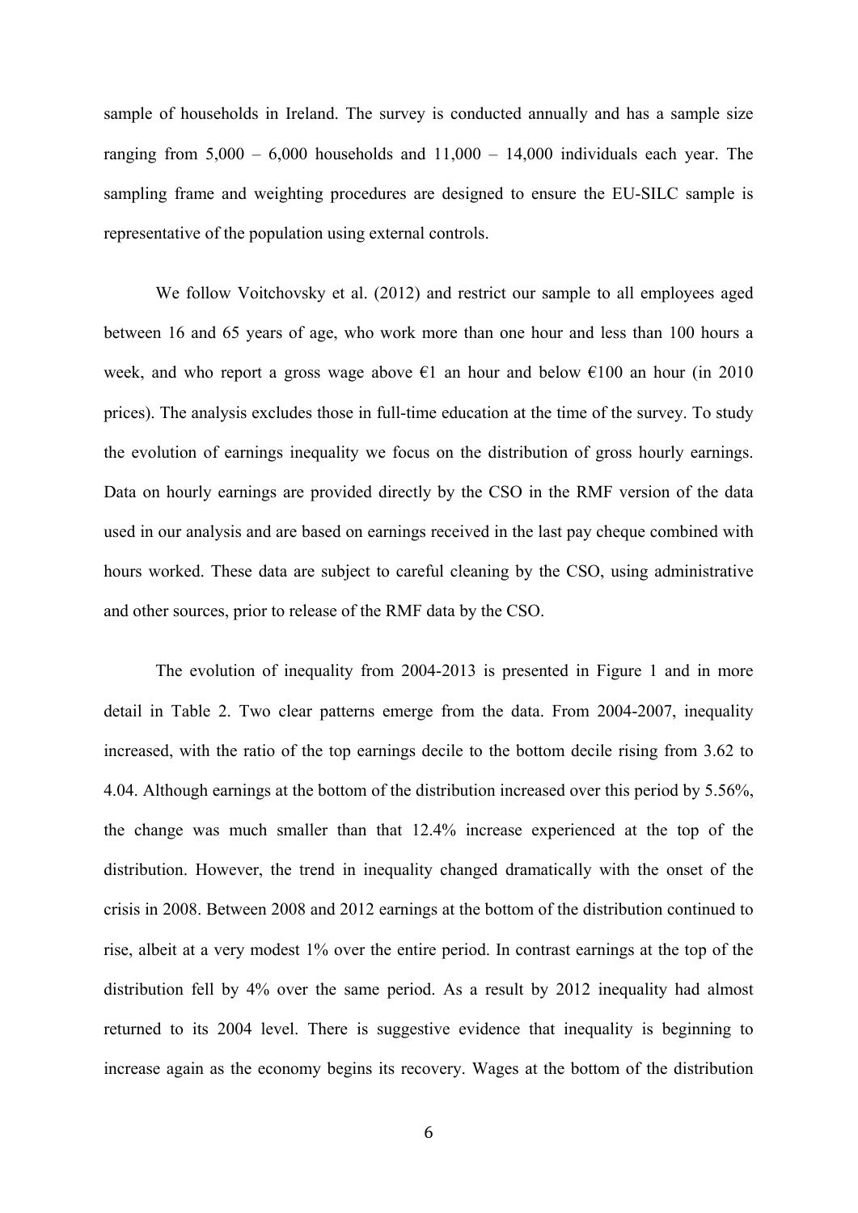sample of households in Ireland. The survey is conducted annually and has a sample size ranging from 5,000 – 6,000 households and 11,000 – 14,000 individuals each year. The sampling frame and weighting procedures are designed to ensure the EU-SILC sample is representative of the population using external controls.

We follow Voitchovsky et al. (2012) and restrict our sample to all employees aged between 16 and 65 years of age, who work more than one hour and less than 100 hours a week, and who report a gross wage above €1 an hour and below €100 an hour (in 2010 prices). The analysis excludes those in full-time education at the time of the survey. To study the evolution of earnings inequality we focus on the distribution of gross hourly earnings. Data on hourly earnings are provided directly by the CSO in the RMF version of the data used in our analysis and are based on earnings received in the last pay cheque combined with hours worked. These data are subject to careful cleaning by the CSO, using administrative and other sources, prior to release of the RMF data by the CSO.

The evolution of inequality from 2004-2013 is presented in Figure 1 and in more detail in Table 2. Two clear patterns emerge from the data. From 2004-2007, inequality increased, with the ratio of the top earnings decile to the bottom decile rising from 3.62 to 4.04. Although earnings at the bottom of the distribution increased over this period by 5.56%, the change was much smaller than that 12.4% increase experienced at the top of the distribution. However, the trend in inequality changed dramatically with the onset of the crisis in 2008. Between 2008 and 2012 earnings at the bottom of the distribution continued to rise, albeit at a very modest 1% over the entire period. In contrast earnings at the top of the distribution fell by 4% over the same period. As a result by 2012 inequality had almost returned to its 2004 level. There is suggestive evidence that inequality is beginning to increase again as the economy begins its recovery. Wages at the bottom of the distribution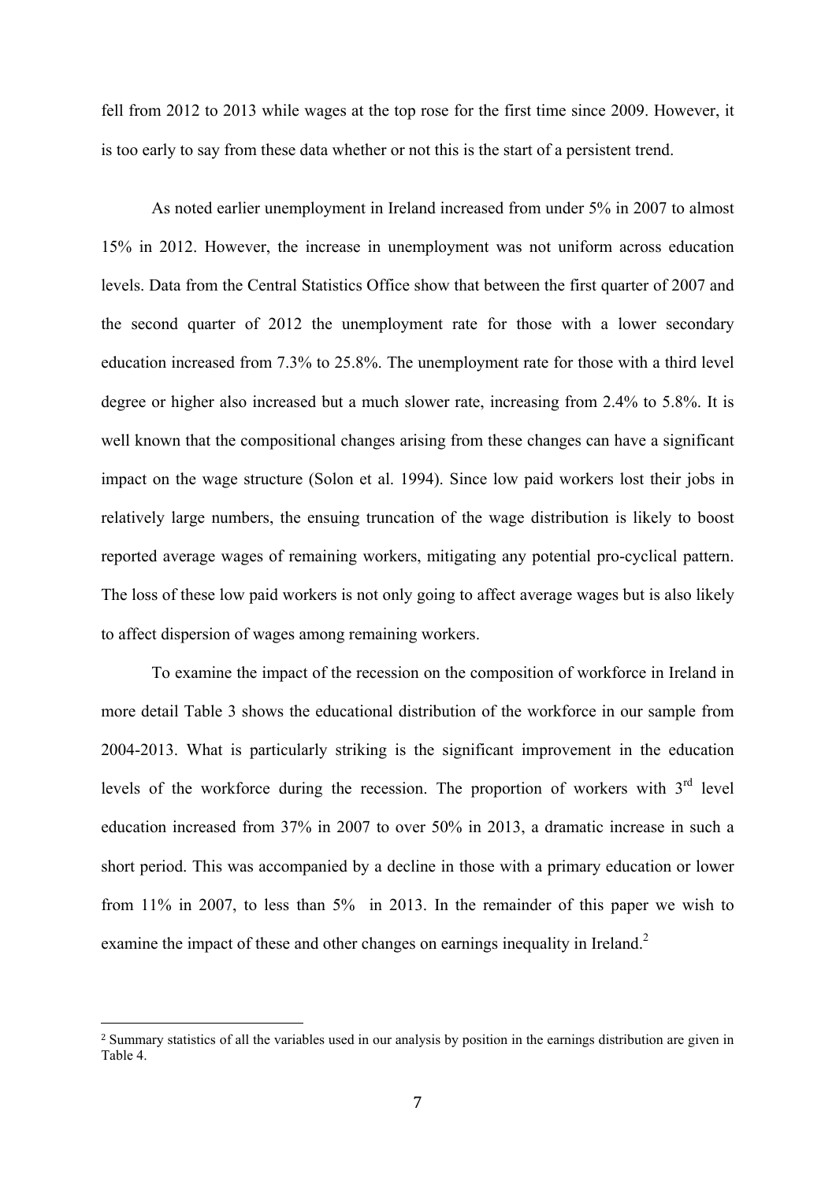fell from 2012 to 2013 while wages at the top rose for the first time since 2009. However, it is too early to say from these data whether or not this is the start of a persistent trend.

As noted earlier unemployment in Ireland increased from under 5% in 2007 to almost 15% in 2012. However, the increase in unemployment was not uniform across education levels. Data from the Central Statistics Office show that between the first quarter of 2007 and the second quarter of 2012 the unemployment rate for those with a lower secondary education increased from 7.3% to 25.8%. The unemployment rate for those with a third level degree or higher also increased but a much slower rate, increasing from 2.4% to 5.8%. It is well known that the compositional changes arising from these changes can have a significant impact on the wage structure (Solon et al. 1994). Since low paid workers lost their jobs in relatively large numbers, the ensuing truncation of the wage distribution is likely to boost reported average wages of remaining workers, mitigating any potential pro-cyclical pattern. The loss of these low paid workers is not only going to affect average wages but is also likely to affect dispersion of wages among remaining workers.

To examine the impact of the recession on the composition of workforce in Ireland in more detail Table 3 shows the educational distribution of the workforce in our sample from 2004-2013. What is particularly striking is the significant improvement in the education levels of the workforce during the recession. The proportion of workers with 3rd level education increased from 37% in 2007 to over 50% in 2013, a dramatic increase in such a short period. This was accompanied by a decline in those with a primary education or lower from 11% in 2007, to less than 5% in 2013. In the remainder of this paper we wish to examine the impact of these and other changes on earnings inequality in Ireland.[2]

[2] Summary statistics of all the variables used in our analysis by position in the earnings distribution are given in Table 4.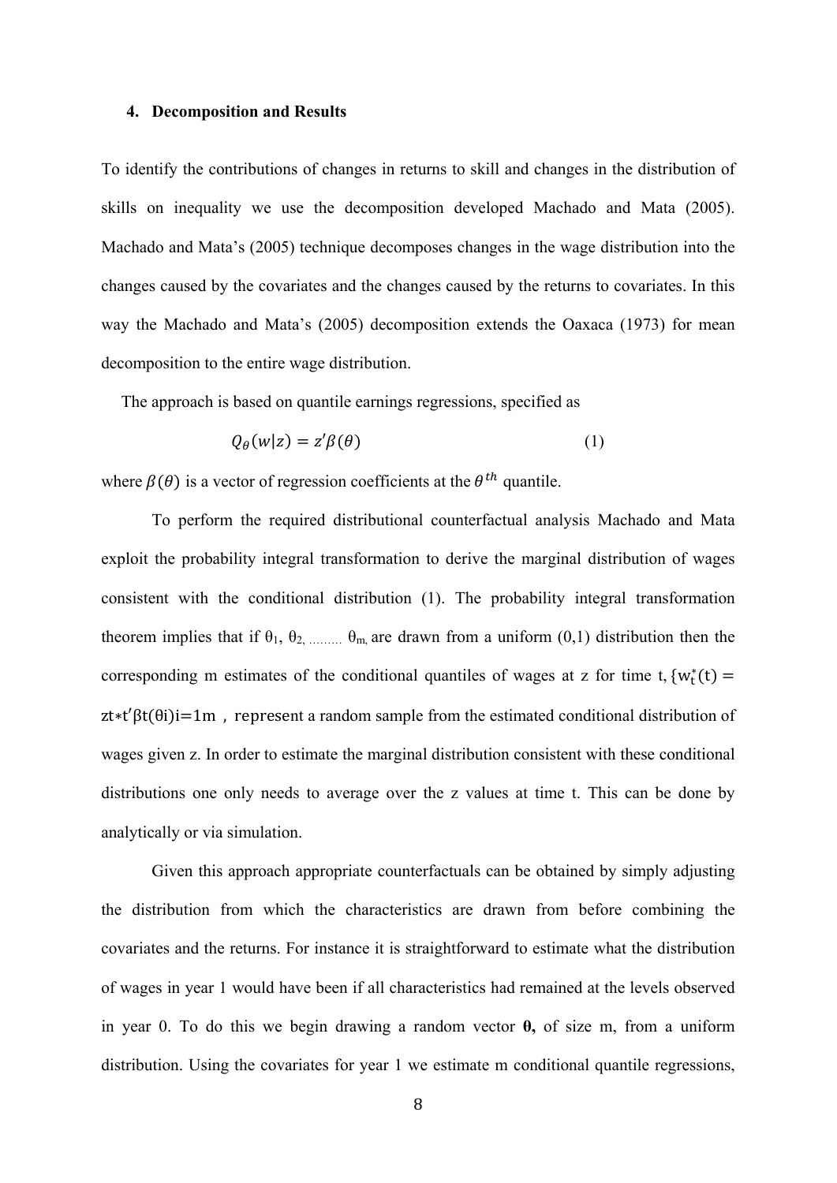### 4. Decomposition and Results

To identify the contributions of changes in returns to skill and changes in the distribution of skills on inequality we use the decomposition developed Machado and Mata (2005). Machado and Mata's (2005) technique decomposes changes in the wage distribution into the changes caused by the covariates and the changes caused by the returns to covariates. In this way the Machado and Mata's (2005) decomposition extends the Oaxaca (1973) for mean decomposition to the entire wage distribution.

The approach is based on quantile earnings regressions, specified as

$$Q_\theta(w|z) = z'\beta(\theta) \quad (1)$$

where $\beta(\theta)$ is a vector of regression coefficients at the $\theta^{th}$ quantile.

To perform the required distributional counterfactual analysis Machado and Mata exploit the probability integral transformation to derive the marginal distribution of wages consistent with the conditional distribution (1). The probability integral transformation theorem implies that if $\theta_1$, $\theta_2$, ……… $\theta_m$, are drawn from a uniform (0,1) distribution then the corresponding m estimates of the conditional quantiles of wages at z for time t, $\{w_t^*(t) = z_t^{*\prime}\beta_t(\theta_i)\}_{i=1}^{m}$ , represent a random sample from the estimated conditional distribution of wages given z. In order to estimate the marginal distribution consistent with these conditional distributions one only needs to average over the z values at time t. This can be done by analytically or via simulation.

Given this approach appropriate counterfactuals can be obtained by simply adjusting the distribution from which the characteristics are drawn from before combining the covariates and the returns. For instance it is straightforward to estimate what the distribution of wages in year 1 would have been if all characteristics had remained at the levels observed in year 0. To do this we begin drawing a random vector **θ,** of size m, from a uniform distribution. Using the covariates for year 1 we estimate m conditional quantile regressions,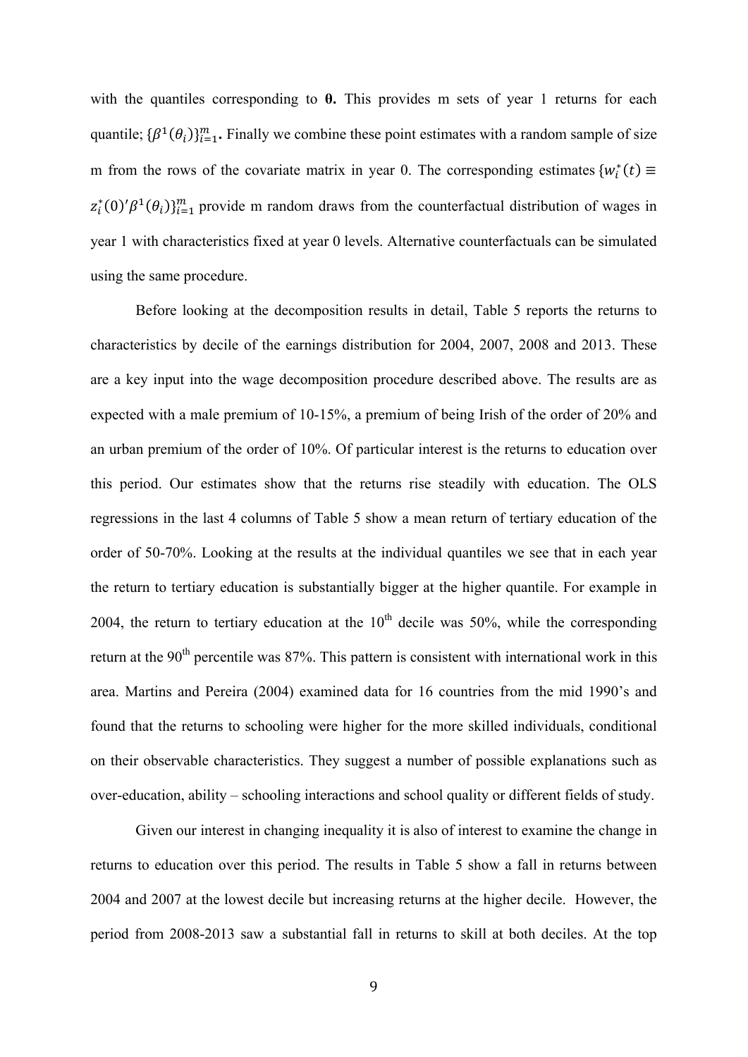with the quantiles corresponding to **θ.** This provides m sets of year 1 returns for each quantile; $\{\beta^1(\theta_i)\}_{i=1}^m$**.** Finally we combine these point estimates with a random sample of size m from the rows of the covariate matrix in year 0. The corresponding estimates $\{w_i^*(t) \equiv z_i^*(0)'\beta^1(\theta_i)\}_{i=1}^m$ provide m random draws from the counterfactual distribution of wages in year 1 with characteristics fixed at year 0 levels. Alternative counterfactuals can be simulated using the same procedure.

Before looking at the decomposition results in detail, Table 5 reports the returns to characteristics by decile of the earnings distribution for 2004, 2007, 2008 and 2013. These are a key input into the wage decomposition procedure described above. The results are as expected with a male premium of 10-15%, a premium of being Irish of the order of 20% and an urban premium of the order of 10%. Of particular interest is the returns to education over this period. Our estimates show that the returns rise steadily with education. The OLS regressions in the last 4 columns of Table 5 show a mean return of tertiary education of the order of 50-70%. Looking at the results at the individual quantiles we see that in each year the return to tertiary education is substantially bigger at the higher quantile. For example in 2004, the return to tertiary education at the 10th decile was 50%, while the corresponding return at the 90th percentile was 87%. This pattern is consistent with international work in this area. Martins and Pereira (2004) examined data for 16 countries from the mid 1990's and found that the returns to schooling were higher for the more skilled individuals, conditional on their observable characteristics. They suggest a number of possible explanations such as over-education, ability – schooling interactions and school quality or different fields of study.

Given our interest in changing inequality it is also of interest to examine the change in returns to education over this period. The results in Table 5 show a fall in returns between 2004 and 2007 at the lowest decile but increasing returns at the higher decile. However, the period from 2008-2013 saw a substantial fall in returns to skill at both deciles. At the top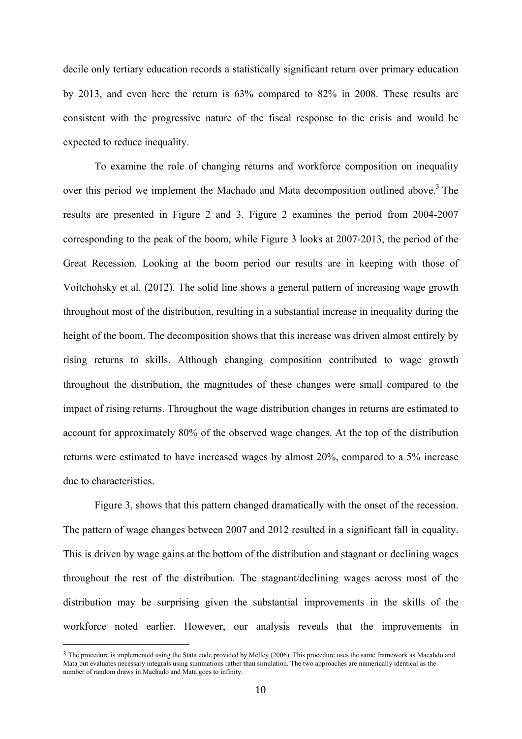decile only tertiary education records a statistically significant return over primary education by 2013, and even here the return is 63% compared to 82% in 2008. These results are consistent with the progressive nature of the fiscal response to the crisis and would be expected to reduce inequality.

To examine the role of changing returns and workforce composition on inequality over this period we implement the Machado and Mata decomposition outlined above.[3] The results are presented in Figure 2 and 3. Figure 2 examines the period from 2004-2007 corresponding to the peak of the boom, while Figure 3 looks at 2007-2013, the period of the Great Recession. Looking at the boom period our results are in keeping with those of Voitchohsky et al. (2012). The solid line shows a general pattern of increasing wage growth throughout most of the distribution, resulting in a substantial increase in inequality during the height of the boom. The decomposition shows that this increase was driven almost entirely by rising returns to skills. Although changing composition contributed to wage growth throughout the distribution, the magnitudes of these changes were small compared to the impact of rising returns. Throughout the wage distribution changes in returns are estimated to account for approximately 80% of the observed wage changes. At the top of the distribution returns were estimated to have increased wages by almost 20%, compared to a 5% increase due to characteristics.

Figure 3, shows that this pattern changed dramatically with the onset of the recession. The pattern of wage changes between 2007 and 2012 resulted in a significant fall in equality. This is driven by wage gains at the bottom of the distribution and stagnant or declining wages throughout the rest of the distribution. The stagnant/declining wages across most of the distribution may be surprising given the substantial improvements in the skills of the workforce noted earlier. However, our analysis reveals that the improvements in

---

[3] The procedure is implemented using the Stata code provided by Melley (2006). This procedure uses the same framework as Macahdo and Mata but evaluates necessary integrals using summations rather than simulation. The two approaches are numerically identical as the number of random draws in Machado and Mata goes to infinity.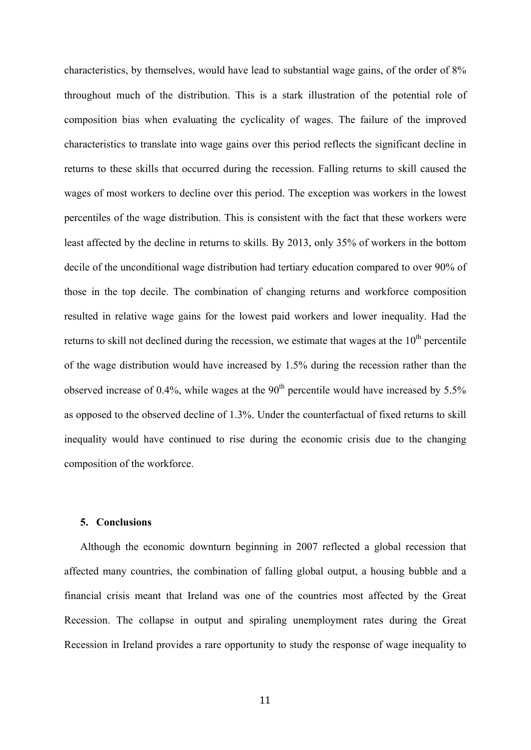characteristics, by themselves, would have lead to substantial wage gains, of the order of 8% throughout much of the distribution. This is a stark illustration of the potential role of composition bias when evaluating the cyclicality of wages. The failure of the improved characteristics to translate into wage gains over this period reflects the significant decline in returns to these skills that occurred during the recession. Falling returns to skill caused the wages of most workers to decline over this period. The exception was workers in the lowest percentiles of the wage distribution. This is consistent with the fact that these workers were least affected by the decline in returns to skills. By 2013, only 35% of workers in the bottom decile of the unconditional wage distribution had tertiary education compared to over 90% of those in the top decile. The combination of changing returns and workforce composition resulted in relative wage gains for the lowest paid workers and lower inequality. Had the returns to skill not declined during the recession, we estimate that wages at the 10$^{th}$ percentile of the wage distribution would have increased by 1.5% during the recession rather than the observed increase of 0.4%, while wages at the 90$^{th}$ percentile would have increased by 5.5% as opposed to the observed decline of 1.3%. Under the counterfactual of fixed returns to skill inequality would have continued to rise during the economic crisis due to the changing composition of the workforce.

## 5. Conclusions

Although the economic downturn beginning in 2007 reflected a global recession that affected many countries, the combination of falling global output, a housing bubble and a financial crisis meant that Ireland was one of the countries most affected by the Great Recession. The collapse in output and spiraling unemployment rates during the Great Recession in Ireland provides a rare opportunity to study the response of wage inequality to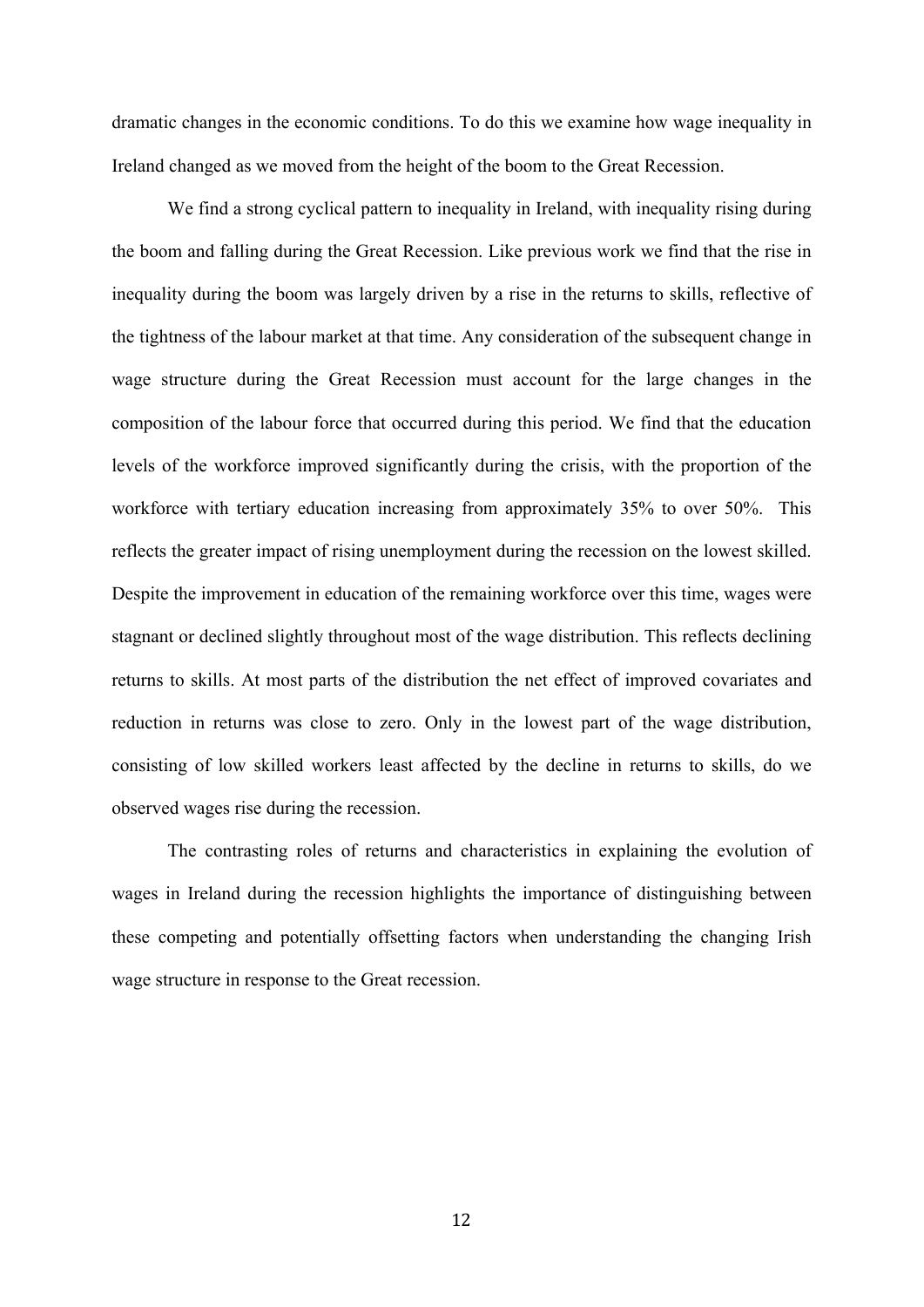dramatic changes in the economic conditions. To do this we examine how wage inequality in Ireland changed as we moved from the height of the boom to the Great Recession.

We find a strong cyclical pattern to inequality in Ireland, with inequality rising during the boom and falling during the Great Recession. Like previous work we find that the rise in inequality during the boom was largely driven by a rise in the returns to skills, reflective of the tightness of the labour market at that time. Any consideration of the subsequent change in wage structure during the Great Recession must account for the large changes in the composition of the labour force that occurred during this period. We find that the education levels of the workforce improved significantly during the crisis, with the proportion of the workforce with tertiary education increasing from approximately 35% to over 50%. This reflects the greater impact of rising unemployment during the recession on the lowest skilled. Despite the improvement in education of the remaining workforce over this time, wages were stagnant or declined slightly throughout most of the wage distribution. This reflects declining returns to skills. At most parts of the distribution the net effect of improved covariates and reduction in returns was close to zero. Only in the lowest part of the wage distribution, consisting of low skilled workers least affected by the decline in returns to skills, do we observed wages rise during the recession.

The contrasting roles of returns and characteristics in explaining the evolution of wages in Ireland during the recession highlights the importance of distinguishing between these competing and potentially offsetting factors when understanding the changing Irish wage structure in response to the Great recession.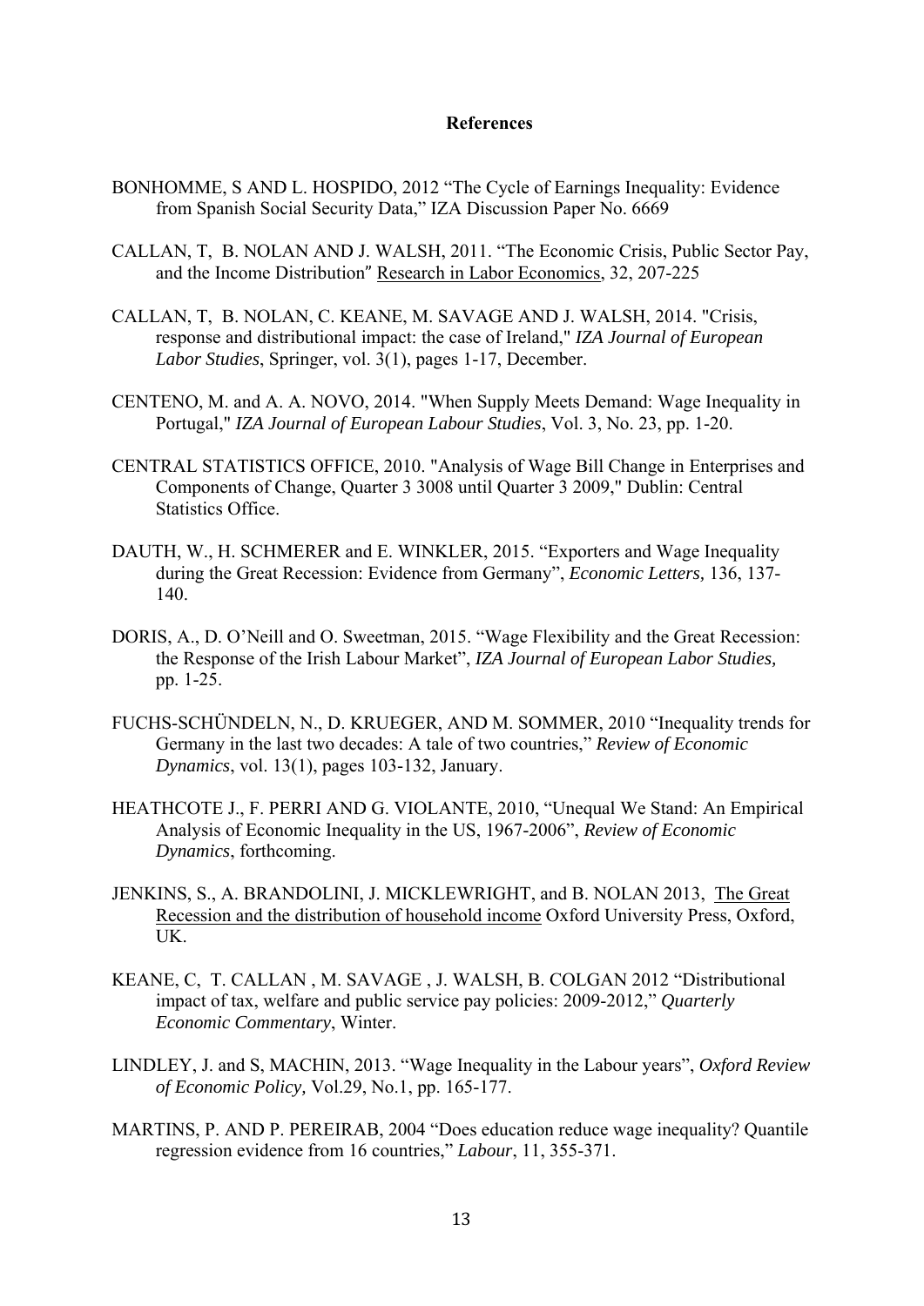**References**

BONHOMME, S AND L. HOSPIDO, 2012 "The Cycle of Earnings Inequality: Evidence from Spanish Social Security Data," IZA Discussion Paper No. 6669

CALLAN, T, B. NOLAN AND J. WALSH, 2011. "The Economic Crisis, Public Sector Pay, and the Income Distribution" Research in Labor Economics, 32, 207-225

CALLAN, T, B. NOLAN, C. KEANE, M. SAVAGE AND J. WALSH, 2014. "Crisis, response and distributional impact: the case of Ireland," *IZA Journal of European Labor Studies*, Springer, vol. 3(1), pages 1-17, December.

CENTENO, M. and A. A. NOVO, 2014. "When Supply Meets Demand: Wage Inequality in Portugal," *IZA Journal of European Labour Studies*, Vol. 3, No. 23, pp. 1-20.

CENTRAL STATISTICS OFFICE, 2010. "Analysis of Wage Bill Change in Enterprises and Components of Change, Quarter 3 3008 until Quarter 3 2009," Dublin: Central Statistics Office.

DAUTH, W., H. SCHMERER and E. WINKLER, 2015. "Exporters and Wage Inequality during the Great Recession: Evidence from Germany", *Economic Letters,* 136, 137-140.

DORIS, A., D. O'Neill and O. Sweetman, 2015. "Wage Flexibility and the Great Recession: the Response of the Irish Labour Market", *IZA Journal of European Labor Studies,* pp. 1-25.

FUCHS-SCHÜNDELN, N., D. KRUEGER, AND M. SOMMER, 2010 "Inequality trends for Germany in the last two decades: A tale of two countries," *Review of Economic Dynamics*, vol. 13(1), pages 103-132, January.

HEATHCOTE J., F. PERRI AND G. VIOLANTE, 2010, "Unequal We Stand: An Empirical Analysis of Economic Inequality in the US, 1967-2006", *Review of Economic Dynamics*, forthcoming.

JENKINS, S., A. BRANDOLINI, J. MICKLEWRIGHT, and B. NOLAN 2013, The Great Recession and the distribution of household income Oxford University Press, Oxford, UK.

KEANE, C, T. CALLAN , M. SAVAGE , J. WALSH, B. COLGAN 2012 "Distributional impact of tax, welfare and public service pay policies: 2009-2012," *Quarterly Economic Commentary*, Winter.

LINDLEY, J. and S, MACHIN, 2013. "Wage Inequality in the Labour years", *Oxford Review of Economic Policy,* Vol.29, No.1, pp. 165-177.

MARTINS, P. AND P. PEREIRAB, 2004 "Does education reduce wage inequality? Quantile regression evidence from 16 countries," *Labour*, 11, 355-371.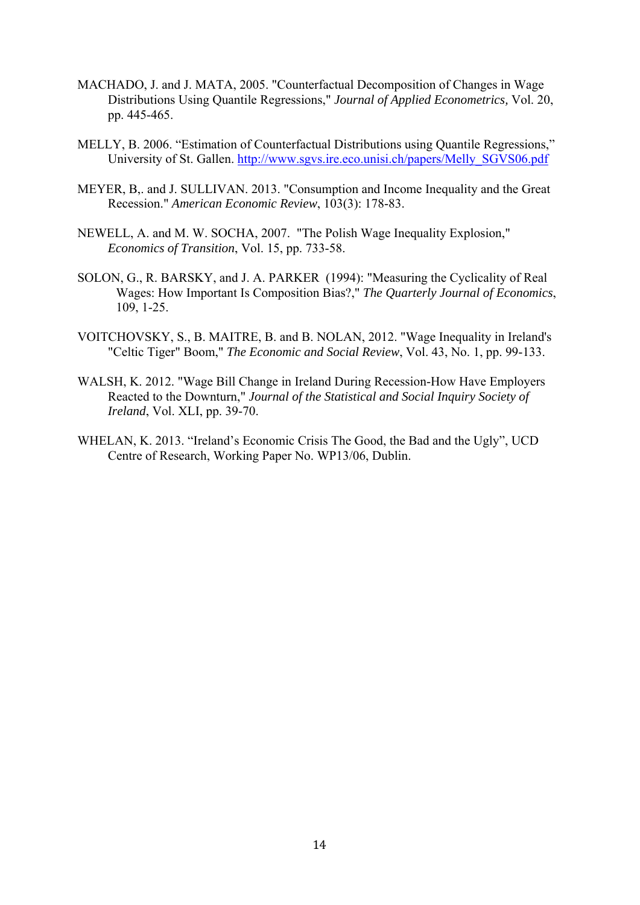MACHADO, J. and J. MATA, 2005. "Counterfactual Decomposition of Changes in Wage Distributions Using Quantile Regressions," *Journal of Applied Econometrics,* Vol. 20, pp. 445-465.

MELLY, B. 2006. "Estimation of Counterfactual Distributions using Quantile Regressions," University of St. Gallen. [http://www.sgvs.ire.eco.unisi.ch/papers/Melly_SGVS06.pdf](http://www.sgvs.ire.eco.unisi.ch/papers/Melly_SGVS06.pdf)

MEYER, B,. and J. SULLIVAN. 2013. "Consumption and Income Inequality and the Great Recession." *American Economic Review*, 103(3): 178-83.

NEWELL, A. and M. W. SOCHA, 2007. "The Polish Wage Inequality Explosion," *Economics of Transition*, Vol. 15, pp. 733-58.

SOLON, G., R. BARSKY, and J. A. PARKER (1994): "Measuring the Cyclicality of Real Wages: How Important Is Composition Bias?," *The Quarterly Journal of Economics*, 109, 1-25.

VOITCHOVSKY, S., B. MAITRE, B. and B. NOLAN, 2012. "Wage Inequality in Ireland's "Celtic Tiger" Boom," *The Economic and Social Review*, Vol. 43, No. 1, pp. 99-133.

WALSH, K. 2012. "Wage Bill Change in Ireland During Recession-How Have Employers Reacted to the Downturn," *Journal of the Statistical and Social Inquiry Society of Ireland*, Vol. XLI, pp. 39-70.

WHELAN, K. 2013. "Ireland's Economic Crisis The Good, the Bad and the Ugly", UCD Centre of Research, Working Paper No. WP13/06, Dublin.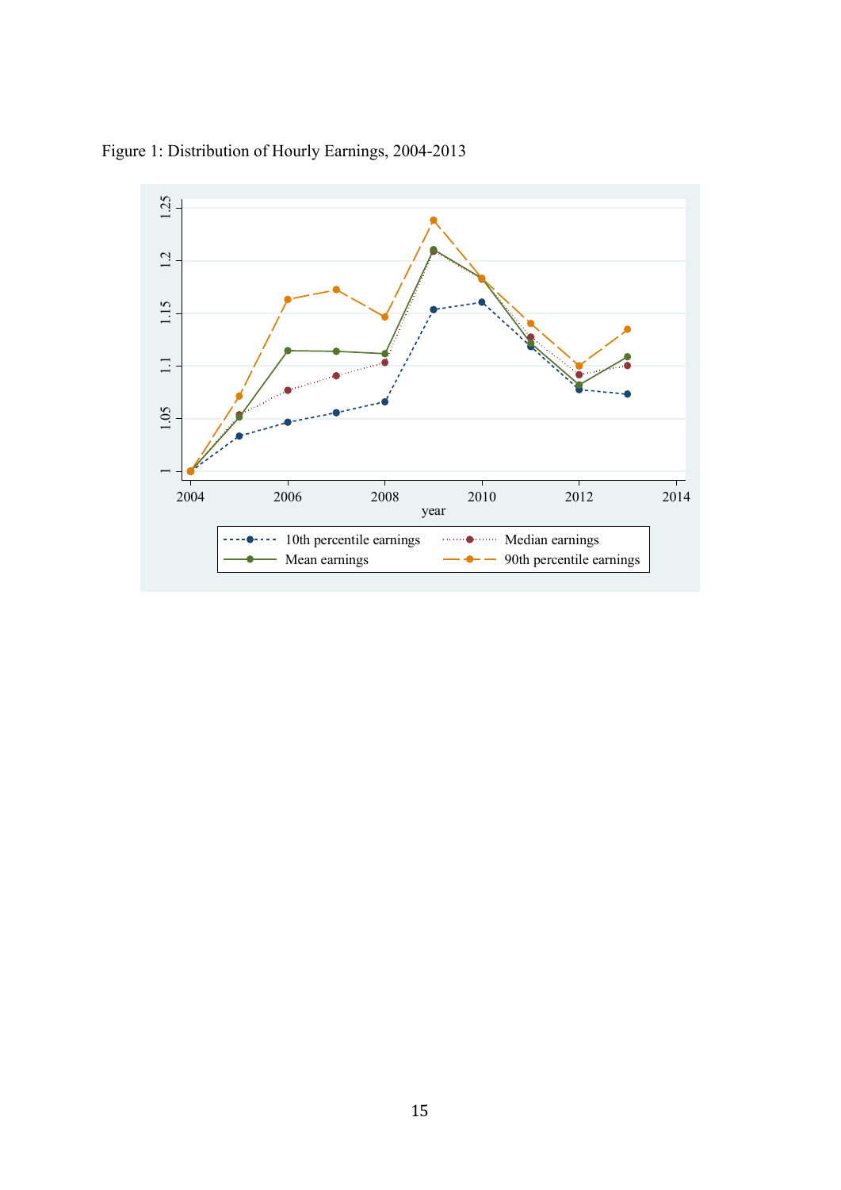Figure 1: Distribution of Hourly Earnings, 2004-2013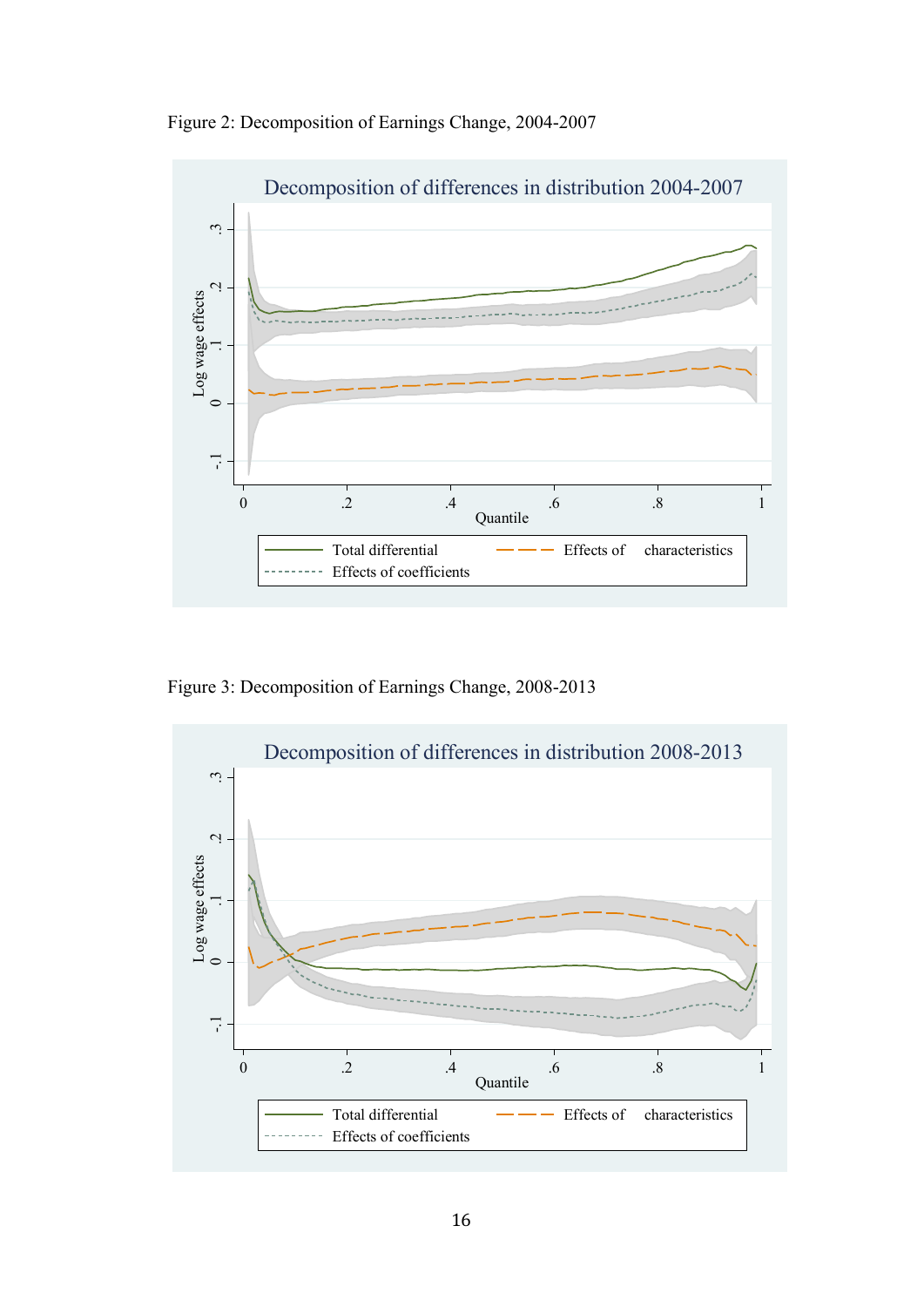Figure 2: Decomposition of Earnings Change, 2004-2007

Figure 3: Decomposition of Earnings Change, 2008-2013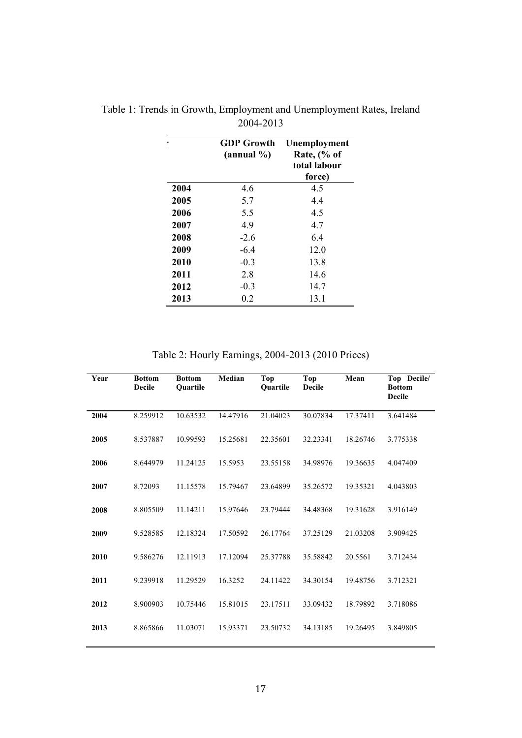Table 1: Trends in Growth, Employment and Unemployment Rates, Ireland 2004-2013

| | GDP Growth (annual %) | Unemployment Rate, (% of total labour force) |
|---|---|---|
| **2004** | 4.6 | 4.5 |
| **2005** | 5.7 | 4.4 |
| **2006** | 5.5 | 4.5 |
| **2007** | 4.9 | 4.7 |
| **2008** | -2.6 | 6.4 |
| **2009** | -6.4 | 12.0 |
| **2010** | -0.3 | 13.8 |
| **2011** | 2.8 | 14.6 |
| **2012** | -0.3 | 14.7 |
| **2013** | 0.2 | 13.1 |

Table 2: Hourly Earnings, 2004-2013 (2010 Prices)

| Year | Bottom Decile | Bottom Quartile | Median | Top Quartile | Top Decile | Mean | Top Decile/ Bottom Decile |
|---|---|---|---|---|---|---|---|
| **2004** | 8.259912 | 10.63532 | 14.47916 | 21.04023 | 30.07834 | 17.37411 | 3.641484 |
| **2005** | 8.537887 | 10.99593 | 15.25681 | 22.35601 | 32.23341 | 18.26746 | 3.775338 |
| **2006** | 8.644979 | 11.24125 | 15.5953 | 23.55158 | 34.98976 | 19.36635 | 4.047409 |
| **2007** | 8.72093 | 11.15578 | 15.79467 | 23.64899 | 35.26572 | 19.35321 | 4.043803 |
| **2008** | 8.805509 | 11.14211 | 15.97646 | 23.79444 | 34.48368 | 19.31628 | 3.916149 |
| **2009** | 9.528585 | 12.18324 | 17.50592 | 26.17764 | 37.25129 | 21.03208 | 3.909425 |
| **2010** | 9.586276 | 12.11913 | 17.12094 | 25.37788 | 35.58842 | 20.5561 | 3.712434 |
| **2011** | 9.239918 | 11.29529 | 16.3252 | 24.11422 | 34.30154 | 19.48756 | 3.712321 |
| **2012** | 8.900903 | 10.75446 | 15.81015 | 23.17511 | 33.09432 | 18.79892 | 3.718086 |
| **2013** | 8.865866 | 11.03071 | 15.93371 | 23.50732 | 34.13185 | 19.26495 | 3.849805 |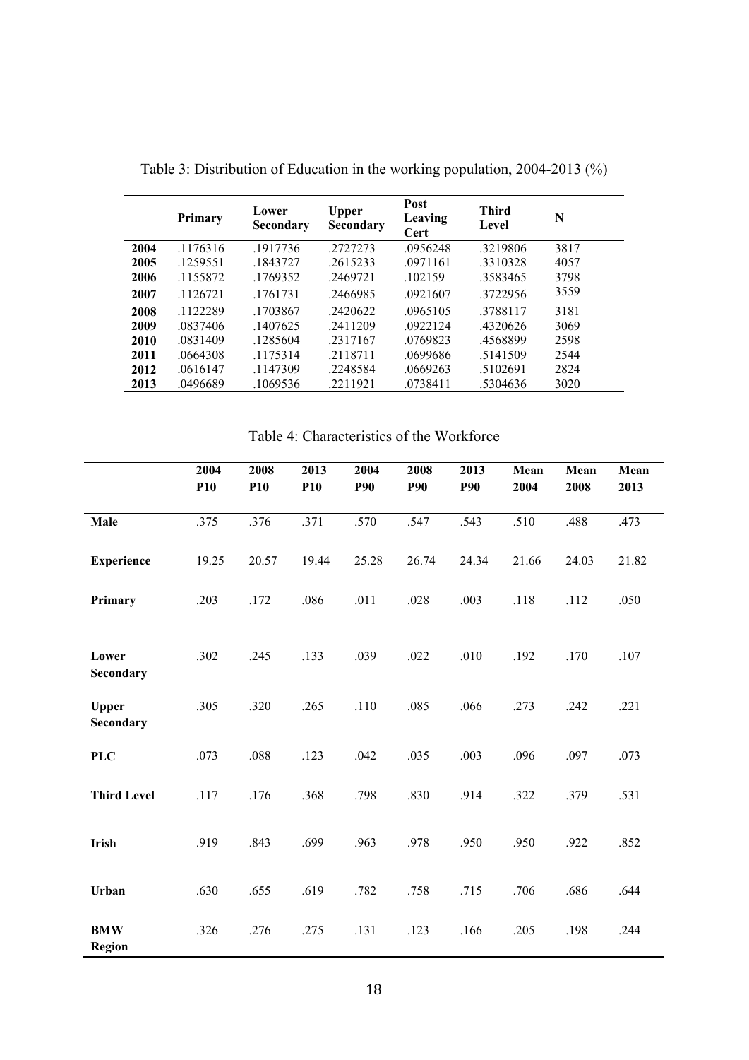Table 3: Distribution of Education in the working population, 2004-2013 (%)

| | Primary | Lower Secondary | Upper Secondary | Post Leaving Cert | Third Level | N |
|---|---|---|---|---|---|---|
| 2004 | .1176316 | .1917736 | .2727273 | .0956248 | .3219806 | 3817 |
| 2005 | .1259551 | .1843727 | .2615233 | .0971161 | .3310328 | 4057 |
| 2006 | .1155872 | .1769352 | .2469721 | .102159 | .3583465 | 3798 |
| 2007 | .1126721 | .1761731 | .2466985 | .0921607 | .3722956 | 3559 |
| 2008 | .1122289 | .1703867 | .2420622 | .0965105 | .3788117 | 3181 |
| 2009 | .0837406 | .1407625 | .2411209 | .0922124 | .4320626 | 3069 |
| 2010 | .0831409 | .1285604 | .2317167 | .0769823 | .4568899 | 2598 |
| 2011 | .0664308 | .1175314 | .2118711 | .0699686 | .5141509 | 2544 |
| 2012 | .0616147 | .1147309 | .2248584 | .0669263 | .5102691 | 2824 |
| 2013 | .0496689 | .1069536 | .2211921 | .0738411 | .5304636 | 3020 |

Table 4: Characteristics of the Workforce

| | 2004 P10 | 2008 P10 | 2013 P10 | 2004 P90 | 2008 P90 | 2013 P90 | Mean 2004 | Mean 2008 | Mean 2013 |
|---|---|---|---|---|---|---|---|---|---|
| **Male** | .375 | .376 | .371 | .570 | .547 | .543 | .510 | .488 | .473 |
| **Experience** | 19.25 | 20.57 | 19.44 | 25.28 | 26.74 | 24.34 | 21.66 | 24.03 | 21.82 |
| **Primary** | .203 | .172 | .086 | .011 | .028 | .003 | .118 | .112 | .050 |
| **Lower Secondary** | .302 | .245 | .133 | .039 | .022 | .010 | .192 | .170 | .107 |
| **Upper Secondary** | .305 | .320 | .265 | .110 | .085 | .066 | .273 | .242 | .221 |
| **PLC** | .073 | .088 | .123 | .042 | .035 | .003 | .096 | .097 | .073 |
| **Third Level** | .117 | .176 | .368 | .798 | .830 | .914 | .322 | .379 | .531 |
| **Irish** | .919 | .843 | .699 | .963 | .978 | .950 | .950 | .922 | .852 |
| **Urban** | .630 | .655 | .619 | .782 | .758 | .715 | .706 | .686 | .644 |
| **BMW Region** | .326 | .276 | .275 | .131 | .123 | .166 | .205 | .198 | .244 |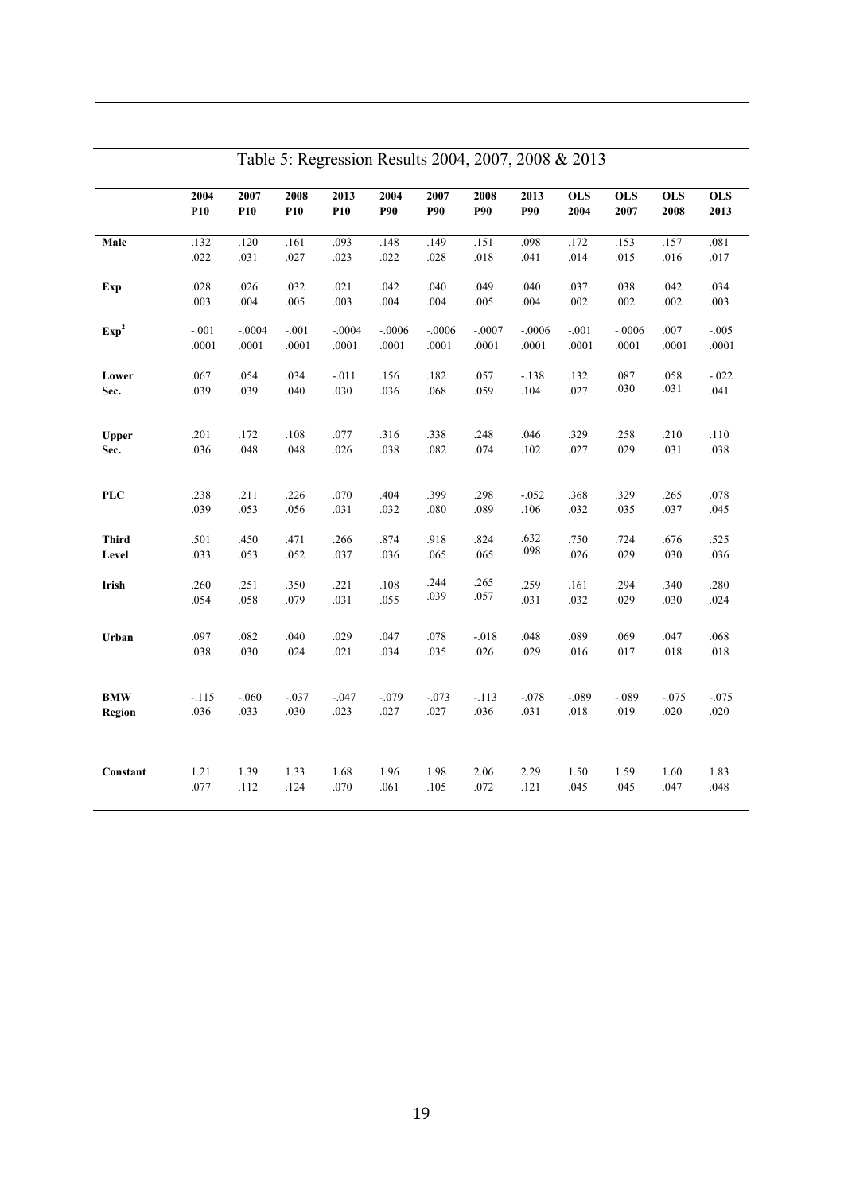Table 5: Regression Results 2004, 2007, 2008 & 2013

| | 2004 P10 | 2007 P10 | 2008 P10 | 2013 P10 | 2004 P90 | 2007 P90 | 2008 P90 | 2013 P90 | OLS 2004 | OLS 2007 | OLS 2008 | OLS 2013 |
|---|---|---|---|---|---|---|---|---|---|---|---|---|
| **Male** | .132 | .120 | .161 | .093 | .148 | .149 | .151 | .098 | .172 | .153 | .157 | .081 |
| | .022 | .031 | .027 | .023 | .022 | .028 | .018 | .041 | .014 | .015 | .016 | .017 |
| **Exp** | .028 | .026 | .032 | .021 | .042 | .040 | .049 | .040 | .037 | .038 | .042 | .034 |
| | .003 | .004 | .005 | .003 | .004 | .004 | .005 | .004 | .002 | .002 | .002 | .003 |
| **$Exp^2$** | -.001 | -.0004 | -.001 | -.0004 | -.0006 | -.0006 | -.0007 | -.0006 | -.001 | -.0006 | .007 | -.005 |
| | .0001 | .0001 | .0001 | .0001 | .0001 | .0001 | .0001 | .0001 | .0001 | .0001 | .0001 | .0001 |
| **Lower Sec.** | .067 | .054 | .034 | -.011 | .156 | .182 | .057 | -.138 | .132 | .087 | .058 | -.022 |
| | .039 | .039 | .040 | .030 | .036 | .068 | .059 | .104 | .027 | .030 | .031 | .041 |
| **Upper Sec.** | .201 | .172 | .108 | .077 | .316 | .338 | .248 | .046 | .329 | .258 | .210 | .110 |
| | .036 | .048 | .048 | .026 | .038 | .082 | .074 | .102 | .027 | .029 | .031 | .038 |
| **PLC** | .238 | .211 | .226 | .070 | .404 | .399 | .298 | -.052 | .368 | .329 | .265 | .078 |
| | .039 | .053 | .056 | .031 | .032 | .080 | .089 | .106 | .032 | .035 | .037 | .045 |
| **Third Level** | .501 | .450 | .471 | .266 | .874 | .918 | .824 | .632 | .750 | .724 | .676 | .525 |
| | .033 | .053 | .052 | .037 | .036 | .065 | .065 | .098 | .026 | .029 | .030 | .036 |
| **Irish** | .260 | .251 | .350 | .221 | .108 | .244 | .265 | .259 | .161 | .294 | .340 | .280 |
| | .054 | .058 | .079 | .031 | .055 | .039 | .057 | .031 | .032 | .029 | .030 | .024 |
| **Urban** | .097 | .082 | .040 | .029 | .047 | .078 | -.018 | .048 | .089 | .069 | .047 | .068 |
| | .038 | .030 | .024 | .021 | .034 | .035 | .026 | .029 | .016 | .017 | .018 | .018 |
| **BMW Region** | -.115 | -.060 | -.037 | -.047 | -.079 | -.073 | -.113 | -.078 | -.089 | -.089 | -.075 | -.075 |
| | .036 | .033 | .030 | .023 | .027 | .027 | .036 | .031 | .018 | .019 | .020 | .020 |
| **Constant** | 1.21 | 1.39 | 1.33 | 1.68 | 1.96 | 1.98 | 2.06 | 2.29 | 1.50 | 1.59 | 1.60 | 1.83 |
| | .077 | .112 | .124 | .070 | .061 | .105 | .072 | .121 | .045 | .045 | .047 | .048 |